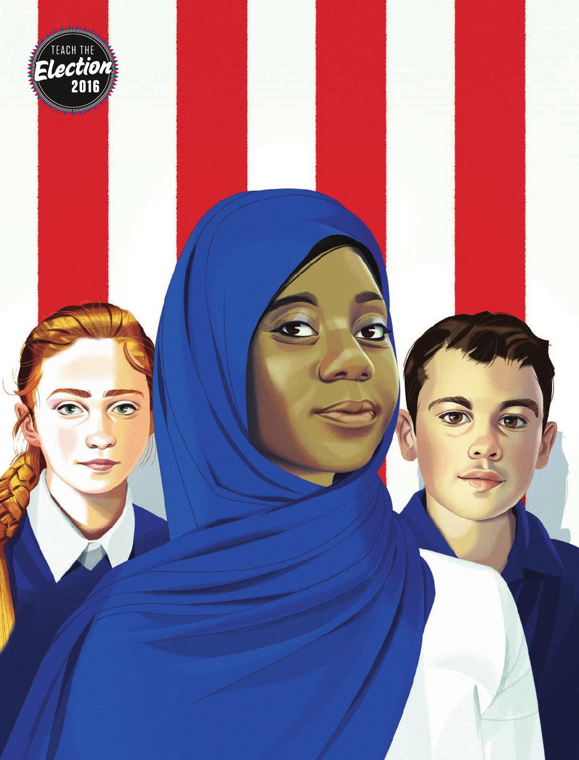TEACH THE **Election** 2016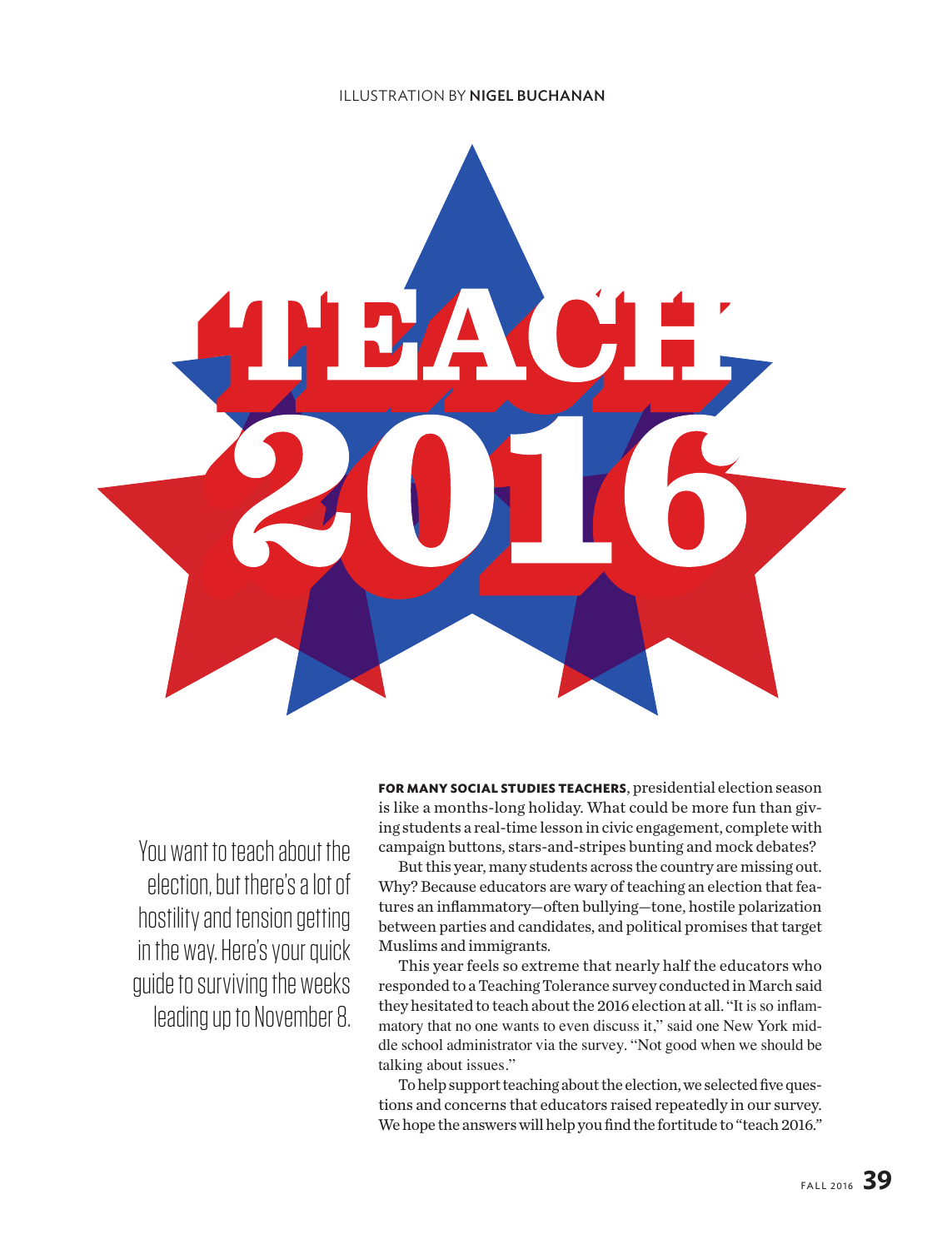ILLUSTRATION BY **NIGEL BUCHANAN**

# TEACH 2016

You want to teach about the election, but there's a lot of hostility and tension getting in the way. Here's your quick guide to surviving the weeks leading up to November 8.

**FOR MANY SOCIAL STUDIES TEACHERS**, presidential election season is like a months-long holiday. What could be more fun than giving students a real-time lesson in civic engagement, complete with campaign buttons, stars-and-stripes bunting and mock debates?

But this year, many students across the country are missing out. Why? Because educators are wary of teaching an election that features an inflammatory—often bullying—tone, hostile polarization between parties and candidates, and political promises that target Muslims and immigrants.

This year feels so extreme that nearly half the educators who responded to a Teaching Tolerance survey conducted in March said they hesitated to teach about the 2016 election at all. "It is so inflammatory that no one wants to even discuss it," said one New York middle school administrator via the survey. "Not good when we should be talking about issues."

To help support teaching about the election, we selected five questions and concerns that educators raised repeatedly in our survey. We hope the answers will help you find the fortitude to "teach 2016."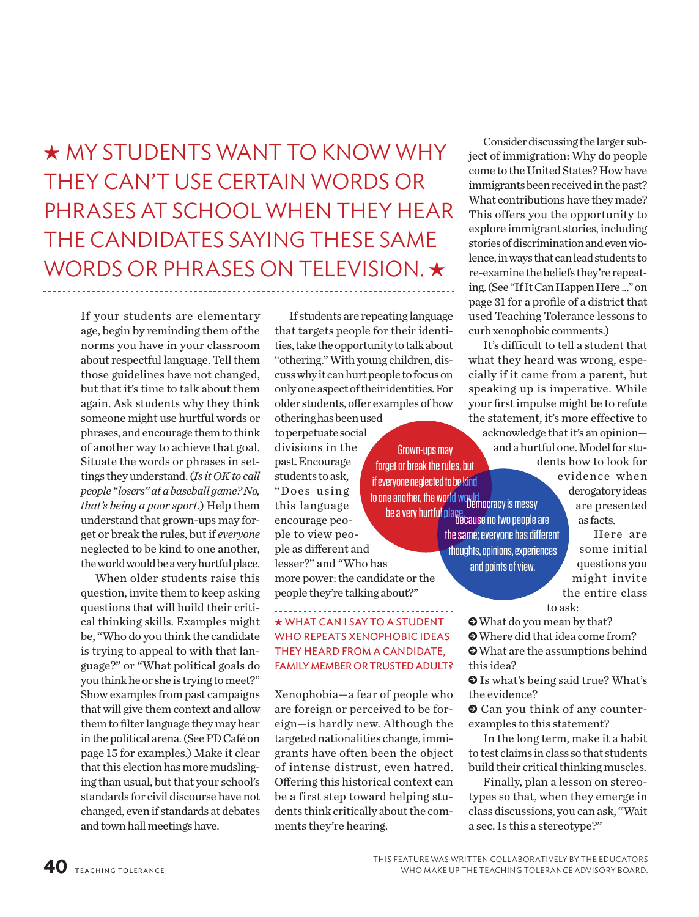## ★ MY STUDENTS WANT TO KNOW WHY THEY CAN'T USE CERTAIN WORDS OR PHRASES AT SCHOOL WHEN THEY HEAR THE CANDIDATES SAYING THESE SAME WORDS OR PHRASES ON TELEVISION. ★

If your students are elementary age, begin by reminding them of the norms you have in your classroom about respectful language. Tell them those guidelines have not changed, but that it's time to talk about them again. Ask students why they think someone might use hurtful words or phrases, and encourage them to think of another way to achieve that goal. Situate the words or phrases in settings they understand. (*Is it OK to call people "losers" at a baseball game? No, that's being a poor sport.*) Help them understand that grown-ups may forget or break the rules, but if *everyone* neglected to be kind to one another, the world would be a very hurtful place.

When older students raise this question, invite them to keep asking questions that will build their critical thinking skills. Examples might be, "Who do you think the candidate is trying to appeal to with that language?" or "What political goals do you think he or she is trying to meet?" Show examples from past campaigns that will give them context and allow them to filter language they may hear in the political arena. (See PD Café on page 15 for examples.) Make it clear that this election has more mudslinging than usual, but that your school's standards for civil discourse have not changed, even if standards at debates and town hall meetings have.

If students are repeating language that targets people for their identities, take the opportunity to talk about "othering." With young children, discuss why it can hurt people to focus on only one aspect of their identities. For older students, offer examples of how othering has been used to perpetuate social divisions in the past. Encourage students to ask, "Does using this language encourage people to view people as different and lesser?" and "Who has more power: the candidate or the people they're talking about?"

Grown-ups may forget or break the rules, but if everyone neglected to be kind to one another, the world would be a very hurtful place.

Democracy is messy because no two people are the same; everyone has different thoughts, opinions, experiences and points of view.

### ★ WHAT CAN I SAY TO A STUDENT WHO REPEATS XENOPHOBIC IDEAS THEY HEARD FROM A CANDIDATE, FAMILY MEMBER OR TRUSTED ADULT?

Xenophobia—a fear of people who are foreign or perceived to be foreign—is hardly new. Although the targeted nationalities change, immigrants have often been the object of intense distrust, even hatred. Offering this historical context can be a first step toward helping students think critically about the comments they're hearing.

Consider discussing the larger subject of immigration: Why do people come to the United States? How have immigrants been received in the past? What contributions have they made? This offers you the opportunity to explore immigrant stories, including stories of discrimination and even violence, in ways that can lead students to re-examine the beliefs they're repeating. (See "If It Can Happen Here ..." on page 31 for a profile of a district that used Teaching Tolerance lessons to curb xenophobic comments.)

It's difficult to tell a student that what they heard was wrong, especially if it came from a parent, but speaking up is imperative. While your first impulse might be to refute the statement, it's more effective to acknowledge that it's an opinion—and a hurtful one. Model for students how to look for evidence when derogatory ideas are presented as facts.

Here are some initial questions you might invite the entire class to ask:

- What do you mean by that?
- Where did that idea come from?
- What are the assumptions behind this idea?
- Is what's being said true? What's the evidence?
- Can you think of any counter-examples to this statement?

In the long term, make it a habit to test claims in class so that students build their critical thinking muscles.

Finally, plan a lesson on stereotypes so that, when they emerge in class discussions, you can ask, "Wait a sec. Is this a stereotype?"

THIS FEATURE WAS WRITTEN COLLABORATIVELY BY THE EDUCATORS WHO MAKE UP THE TEACHING TOLERANCE ADVISORY BOARD.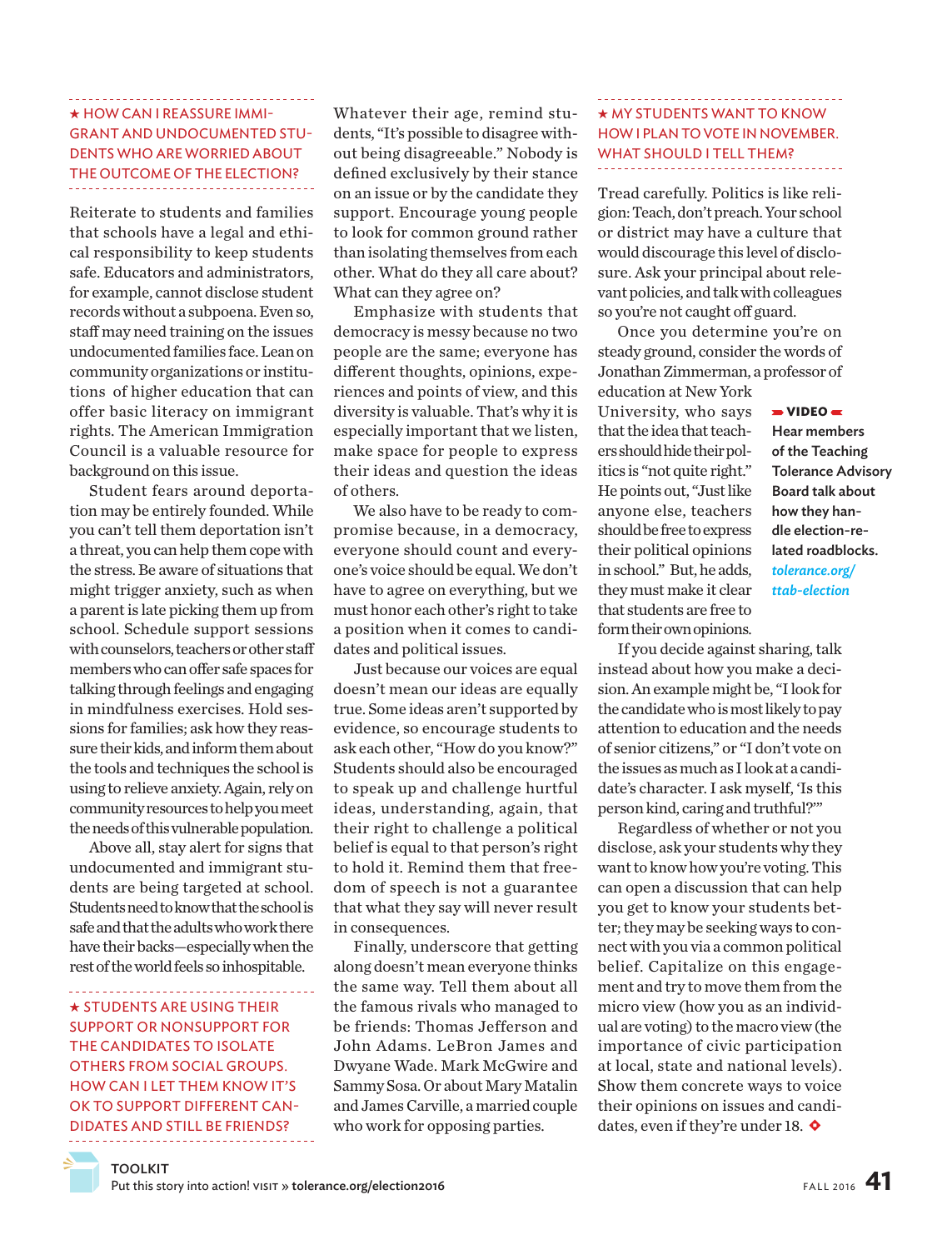### ★ HOW CAN I REASSURE IMMIGRANT AND UNDOCUMENTED STUDENTS WHO ARE WORRIED ABOUT THE OUTCOME OF THE ELECTION?

Reiterate to students and families that schools have a legal and ethical responsibility to keep students safe. Educators and administrators, for example, cannot disclose student records without a subpoena. Even so, staff may need training on the issues undocumented families face. Lean on community organizations or institutions of higher education that can offer basic literacy on immigrant rights. The American Immigration Council is a valuable resource for background on this issue.

Student fears around deportation may be entirely founded. While you can't tell them deportation isn't a threat, you can help them cope with the stress. Be aware of situations that might trigger anxiety, such as when a parent is late picking them up from school. Schedule support sessions with counselors, teachers or other staff members who can offer safe spaces for talking through feelings and engaging in mindfulness exercises. Hold sessions for families; ask how they reassure their kids, and inform them about the tools and techniques the school is using to relieve anxiety. Again, rely on community resources to help you meet the needs of this vulnerable population.

Above all, stay alert for signs that undocumented and immigrant students are being targeted at school. Students need to know that the school is safe and that the adults who work there have their backs—especially when the rest of the world feels so inhospitable.

### ★ STUDENTS ARE USING THEIR SUPPORT OR NONSUPPORT FOR THE CANDIDATES TO ISOLATE OTHERS FROM SOCIAL GROUPS. HOW CAN I LET THEM KNOW IT'S OK TO SUPPORT DIFFERENT CANDIDATES AND STILL BE FRIENDS?

Whatever their age, remind students, "It's possible to disagree without being disagreeable." Nobody is defined exclusively by their stance on an issue or by the candidate they support. Encourage young people to look for common ground rather than isolating themselves from each other. What do they all care about? What can they agree on?

Emphasize with students that democracy is messy because no two people are the same; everyone has different thoughts, opinions, experiences and points of view, and this diversity is valuable. That's why it is especially important that we listen, make space for people to express their ideas and question the ideas of others.

We also have to be ready to compromise because, in a democracy, everyone should count and everyone's voice should be equal. We don't have to agree on everything, but we must honor each other's right to take a position when it comes to candidates and political issues.

Just because our voices are equal doesn't mean our ideas are equally true. Some ideas aren't supported by evidence, so encourage students to ask each other, "How do you know?" Students should also be encouraged to speak up and challenge hurtful ideas, understanding, again, that their right to challenge a political belief is equal to that person's right to hold it. Remind them that freedom of speech is not a guarantee that what they say will never result in consequences.

Finally, underscore that getting along doesn't mean everyone thinks the same way. Tell them about all the famous rivals who managed to be friends: Thomas Jefferson and John Adams. LeBron James and Dwyane Wade. Mark McGwire and Sammy Sosa. Or about Mary Matalin and James Carville, a married couple who work for opposing parties.

### ★ MY STUDENTS WANT TO KNOW HOW I PLAN TO VOTE IN NOVEMBER. WHAT SHOULD I TELL THEM?

Tread carefully. Politics is like religion: Teach, don't preach. Your school or district may have a culture that would discourage this level of disclosure. Ask your principal about relevant policies, and talk with colleagues so you're not caught off guard.

Once you determine you're on steady ground, consider the words of Jonathan Zimmerman, a professor of education at New York University, who says that the idea that teachers should hide their politics is "not quite right." He points out, "Just like anyone else, teachers should be free to express their political opinions in school." But, he adds, they must make it clear that students are free to form their own opinions.

**VIDEO**
**Hear members of the Teaching Tolerance Advisory Board talk about how they handle election-related roadblocks.** *tolerance.org/ttab-election*

If you decide against sharing, talk instead about how you make a decision. An example might be, "I look for the candidate who is most likely to pay attention to education and the needs of senior citizens," or "I don't vote on the issues as much as I look at a candidate's character. I ask myself, 'Is this person kind, caring and truthful?'"

Regardless of whether or not you disclose, ask your students why they want to know how you're voting. This can open a discussion that can help you get to know your students better; they may be seeking ways to connect with you via a common political belief. Capitalize on this engagement and try to move them from the micro view (how you as an individual are voting) to the macro view (the importance of civic participation at local, state and national levels). Show them concrete ways to voice their opinions on issues and candidates, even if they're under 18. ◆

**TOOLKIT**
Put this story into action! VISIT » **tolerance.org/election2016**